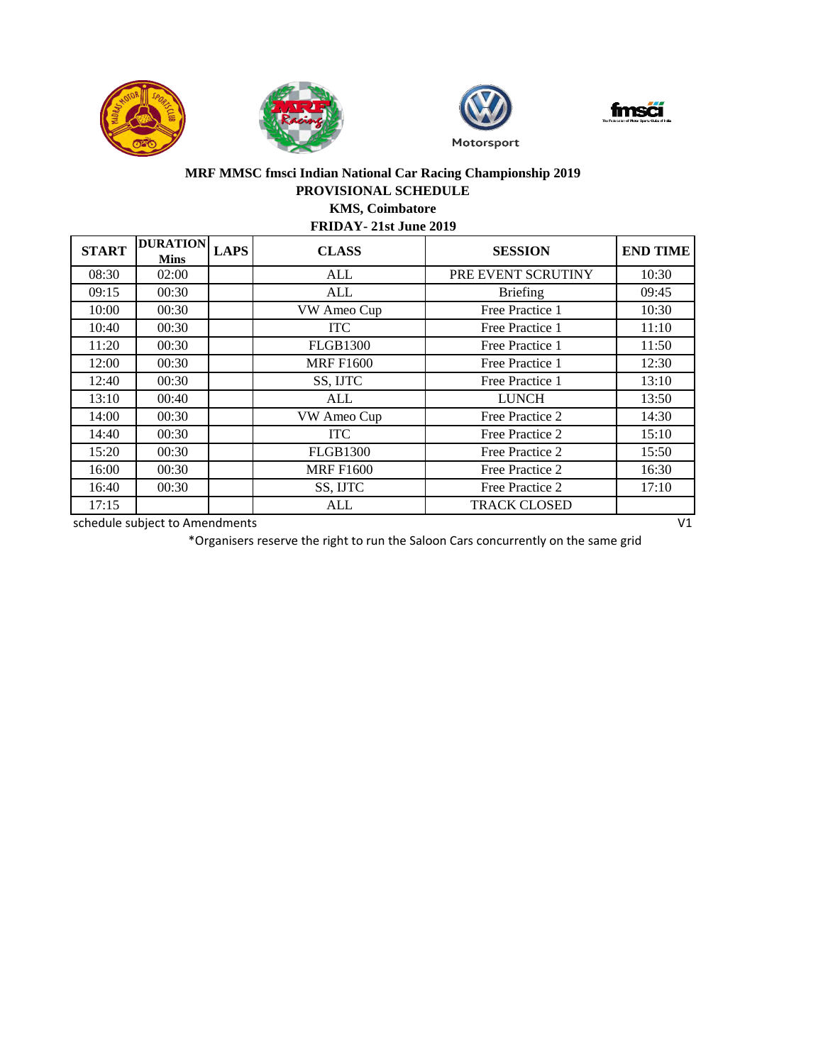**MRF MMSC fmsci Indian National Car Racing Championship 2019**

**PROVISIONAL SCHEDULE**

**KMS, Coimbatore**

**FRIDAY- 21st June 2019**

| START | DURATION Mins | LAPS | CLASS | SESSION | END TIME |
|---|---|---|---|---|---|
| 08:30 | 02:00 | | ALL | PRE EVENT SCRUTINY | 10:30 |
| 09:15 | 00:30 | | ALL | Briefing | 09:45 |
| 10:00 | 00:30 | | VW Ameo Cup | Free Practice 1 | 10:30 |
| 10:40 | 00:30 | | ITC | Free Practice 1 | 11:10 |
| 11:20 | 00:30 | | FLGB1300 | Free Practice 1 | 11:50 |
| 12:00 | 00:30 | | MRF F1600 | Free Practice 1 | 12:30 |
| 12:40 | 00:30 | | SS, IJTC | Free Practice 1 | 13:10 |
| 13:10 | 00:40 | | ALL | LUNCH | 13:50 |
| 14:00 | 00:30 | | VW Ameo Cup | Free Practice 2 | 14:30 |
| 14:40 | 00:30 | | ITC | Free Practice 2 | 15:10 |
| 15:20 | 00:30 | | FLGB1300 | Free Practice 2 | 15:50 |
| 16:00 | 00:30 | | MRF F1600 | Free Practice 2 | 16:30 |
| 16:40 | 00:30 | | SS, IJTC | Free Practice 2 | 17:10 |
| 17:15 | | | ALL | TRACK CLOSED | |

schedule subject to Amendments

V1

*Organisers reserve the right to run the Saloon Cars concurrently on the same grid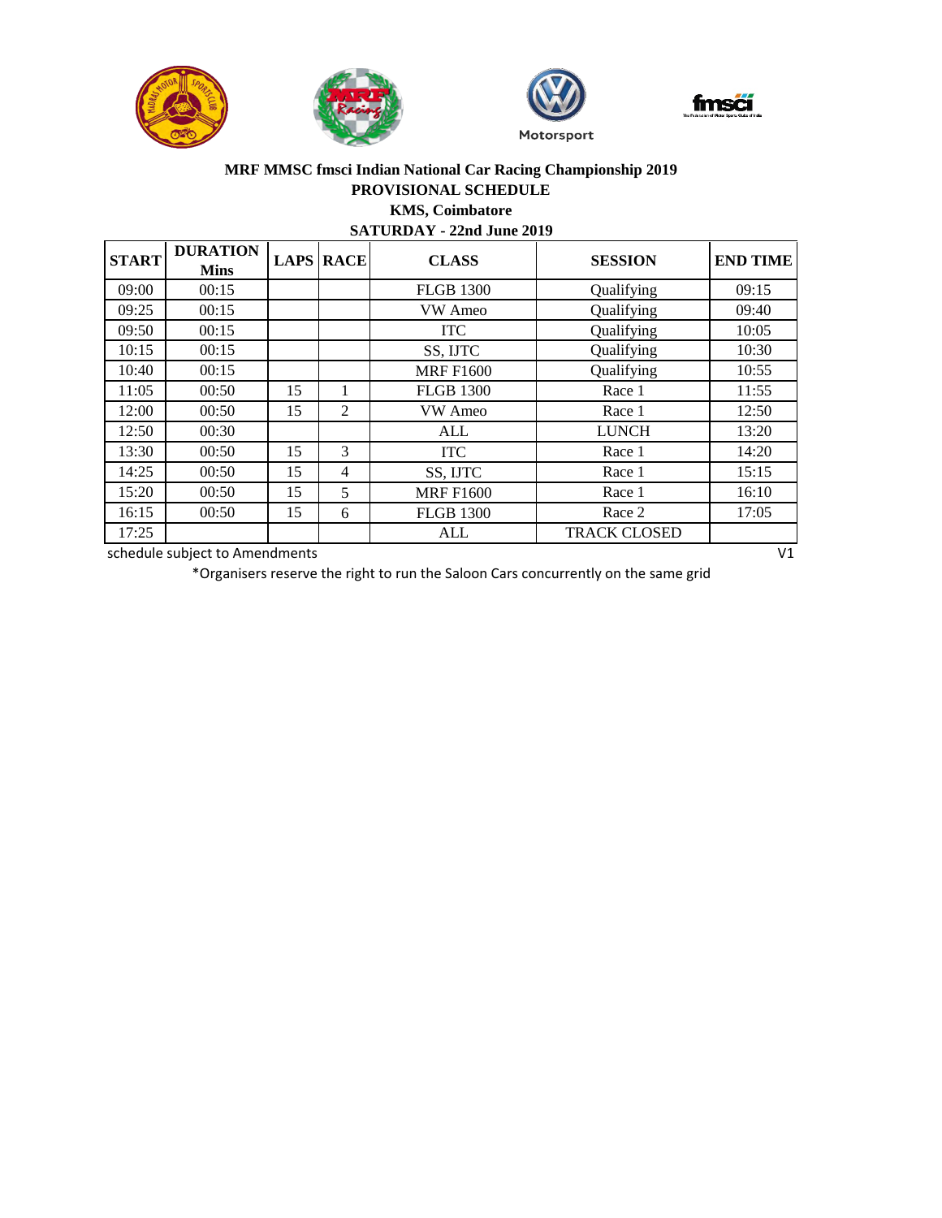**MRF MMSC fmsci Indian National Car Racing Championship 2019**

**PROVISIONAL SCHEDULE**

**KMS, Coimbatore**

**SATURDAY - 22nd June 2019**

| START | DURATION Mins | LAPS | RACE | CLASS | SESSION | END TIME |
|---|---|---|---|---|---|---|
| 09:00 | 00:15 | | | FLGB 1300 | Qualifying | 09:15 |
| 09:25 | 00:15 | | | VW Ameo | Qualifying | 09:40 |
| 09:50 | 00:15 | | | ITC | Qualifying | 10:05 |
| 10:15 | 00:15 | | | SS, IJTC | Qualifying | 10:30 |
| 10:40 | 00:15 | | | MRF F1600 | Qualifying | 10:55 |
| 11:05 | 00:50 | 15 | 1 | FLGB 1300 | Race 1 | 11:55 |
| 12:00 | 00:50 | 15 | 2 | VW Ameo | Race 1 | 12:50 |
| 12:50 | 00:30 | | | ALL | LUNCH | 13:20 |
| 13:30 | 00:50 | 15 | 3 | ITC | Race 1 | 14:20 |
| 14:25 | 00:50 | 15 | 4 | SS, IJTC | Race 1 | 15:15 |
| 15:20 | 00:50 | 15 | 5 | MRF F1600 | Race 1 | 16:10 |
| 16:15 | 00:50 | 15 | 6 | FLGB 1300 | Race 2 | 17:05 |
| 17:25 | | | | ALL | TRACK CLOSED | |

schedule subject to Amendments

V1

*Organisers reserve the right to run the Saloon Cars concurrently on the same grid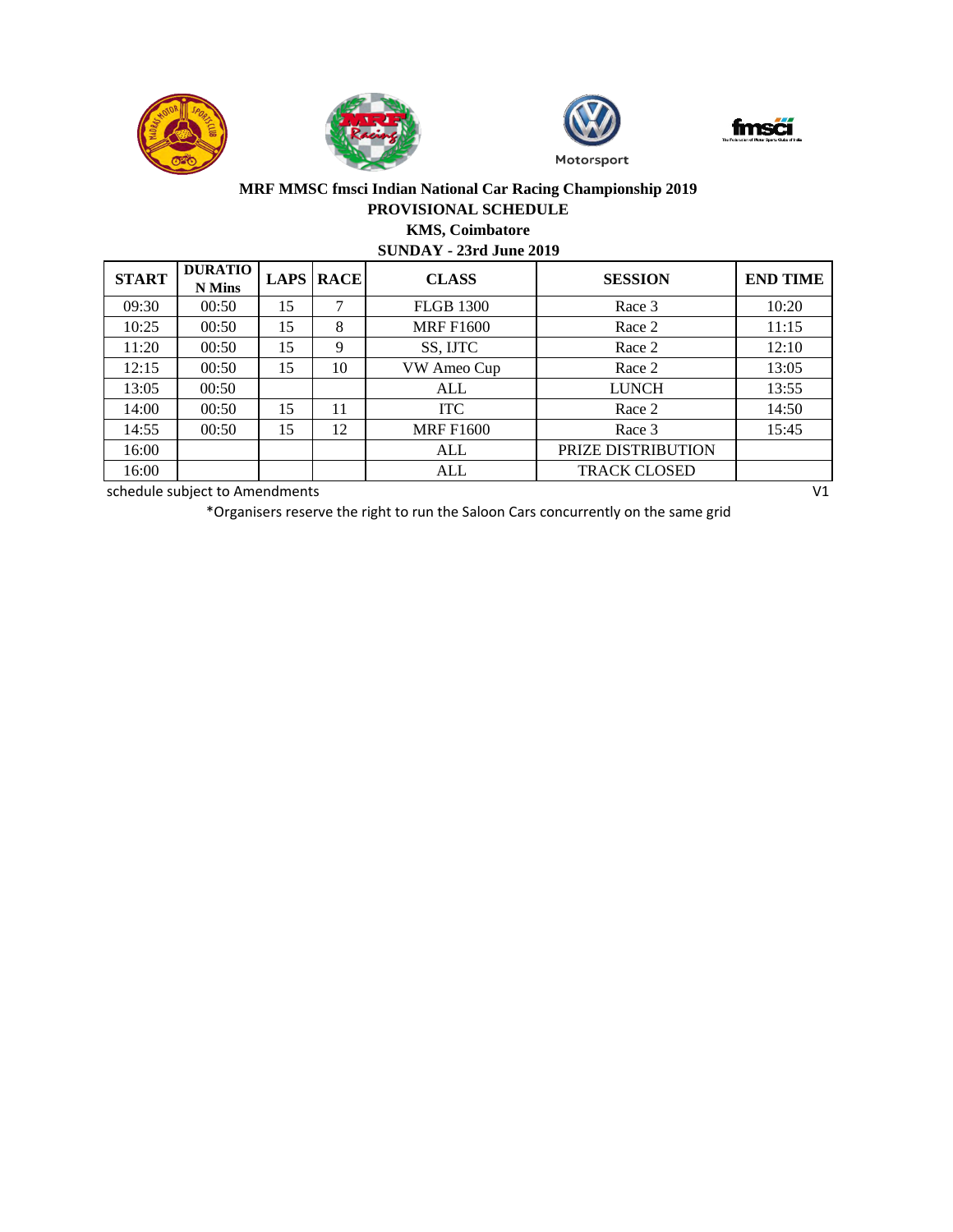**MRF MMSC fmsci Indian National Car Racing Championship 2019**

**PROVISIONAL SCHEDULE**

**KMS, Coimbatore**

**SUNDAY - 23rd June 2019**

| START | DURATION Mins | LAPS | RACE | CLASS | SESSION | END TIME |
|---|---|---|---|---|---|---|
| 09:30 | 00:50 | 15 | 7 | FLGB 1300 | Race 3 | 10:20 |
| 10:25 | 00:50 | 15 | 8 | MRF F1600 | Race 2 | 11:15 |
| 11:20 | 00:50 | 15 | 9 | SS, IJTC | Race 2 | 12:10 |
| 12:15 | 00:50 | 15 | 10 | VW Ameo Cup | Race 2 | 13:05 |
| 13:05 | 00:50 | | | ALL | LUNCH | 13:55 |
| 14:00 | 00:50 | 15 | 11 | ITC | Race 2 | 14:50 |
| 14:55 | 00:50 | 15 | 12 | MRF F1600 | Race 3 | 15:45 |
| 16:00 | | | | ALL | PRIZE DISTRIBUTION | |
| 16:00 | | | | ALL | TRACK CLOSED | |

schedule subject to Amendments V1

*Organisers reserve the right to run the Saloon Cars concurrently on the same grid